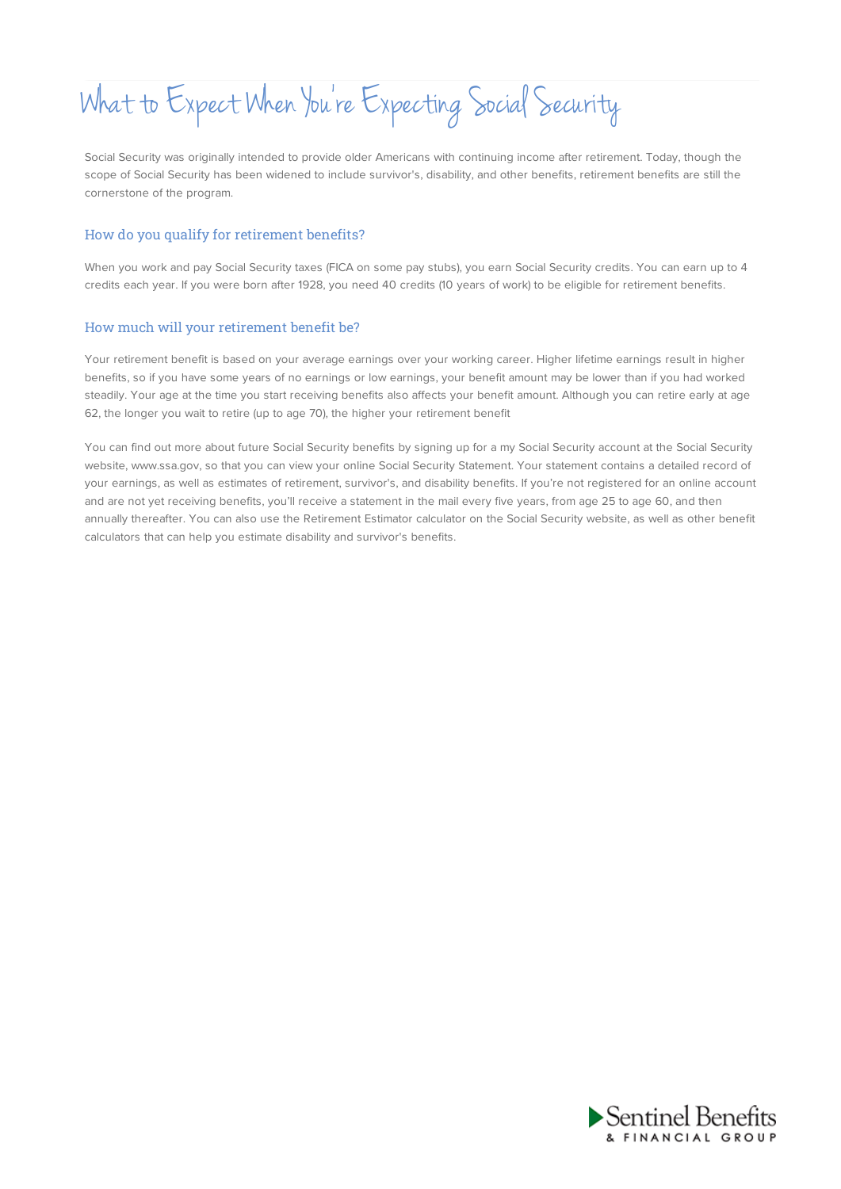# What to Expect When You're Expecting Social Security

Social Security was originally intended to provide older Americans with continuing income after retirement. Today, though the scope of Social Security has been widened to include survivor's, disability, and other benefits, retirement benefits are still the cornerstone of the program.

## How do you qualify for retirement benefits?

When you work and pay Social Security taxes (FICA on some pay stubs), you earn Social Security credits. You can earn up to 4 credits each year. If you were born after 1928, you need 40 credits (10 years of work) to be eligible for retirement benefits.

## How much will your retirement benefit be?

Your retirement benefit is based on your average earnings over your working career. Higher lifetime earnings result in higher benefits, so if you have some years of no earnings or low earnings, your benefit amount may be lower than if you had worked steadily. Your age at the time you start receiving benefits also affects your benefit amount. Although you can retire early at age 62, the longer you wait to retire (up to age 70), the higher your retirement benefit

You can find out more about future Social Security benefits by signing up for a my Social Security account at the Social Security website, www.ssa.gov, so that you can view your online Social Security Statement. Your statement contains a detailed record of your earnings, as well as estimates of retirement, survivor's, and disability benefits. If you're not registered for an online account and are not yet receiving benefits, you'll receive a statement in the mail every five years, from age 25 to age 60, and then annually thereafter. You can also use the Retirement Estimator calculator on the Social Security website, as well as other benefit calculators that can help you estimate disability and survivor's benefits.

Sentinel Benefits & Financial Group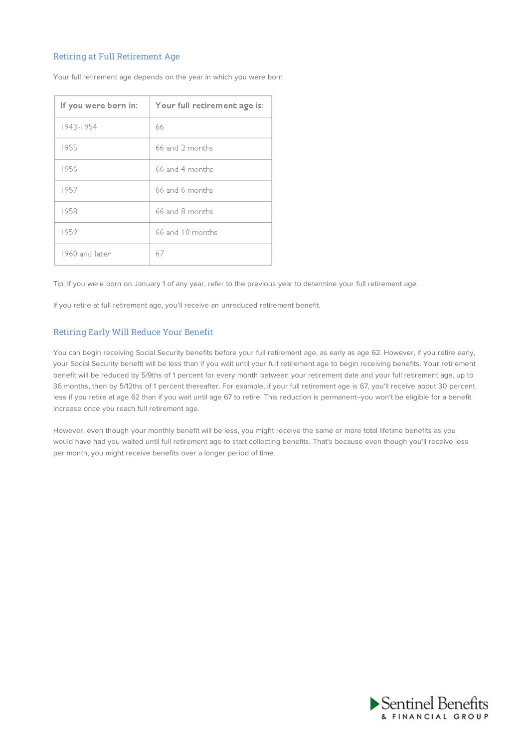## Retiring at Full Retirement Age

Your full retirement age depends on the year in which you were born.

| If you were born in: | Your full retirement age is: |
|---|---|
| 1943-1954 | 66 |
| 1955 | 66 and 2 months |
| 1956 | 66 and 4 months |
| 1957 | 66 and 6 months |
| 1958 | 66 and 8 months |
| 1959 | 66 and 10 months |
| 1960 and later | 67 |

Tip: If you were born on January 1 of any year, refer to the previous year to determine your full retirement age.

If you retire at full retirement age, you'll receive an unreduced retirement benefit.

## Retiring Early Will Reduce Your Benefit

You can begin receiving Social Security benefits before your full retirement age, as early as age 62. However, if you retire early, your Social Security benefit will be less than if you wait until your full retirement age to begin receiving benefits. Your retirement benefit will be reduced by 5/9ths of 1 percent for every month between your retirement date and your full retirement age, up to 36 months, then by 5/12ths of 1 percent thereafter. For example, if your full retirement age is 67, you'll receive about 30 percent less if you retire at age 62 than if you wait until age 67 to retire. This reduction is permanent--you won't be eligible for a benefit increase once you reach full retirement age.

However, even though your monthly benefit will be less, you might receive the same or more total lifetime benefits as you would have had you waited until full retirement age to start collecting benefits. That's because even though you'll receive less per month, you might receive benefits over a longer period of time.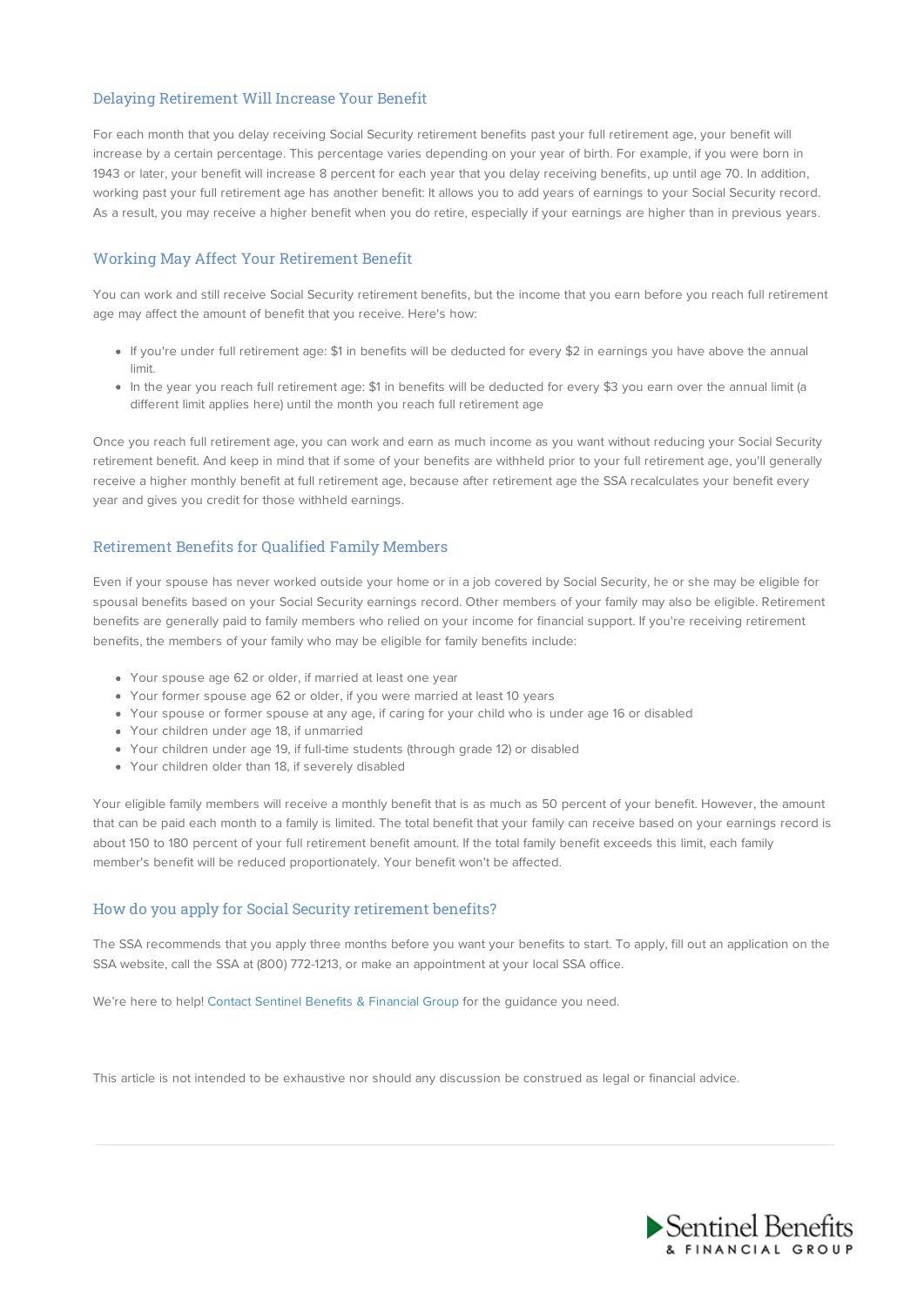## Delaying Retirement Will Increase Your Benefit

For each month that you delay receiving Social Security retirement benefits past your full retirement age, your benefit will increase by a certain percentage. This percentage varies depending on your year of birth. For example, if you were born in 1943 or later, your benefit will increase 8 percent for each year that you delay receiving benefits, up until age 70. In addition, working past your full retirement age has another benefit: It allows you to add years of earnings to your Social Security record. As a result, you may receive a higher benefit when you do retire, especially if your earnings are higher than in previous years.

## Working May Affect Your Retirement Benefit

You can work and still receive Social Security retirement benefits, but the income that you earn before you reach full retirement age may affect the amount of benefit that you receive. Here's how:

- If you're under full retirement age: $1 in benefits will be deducted for every $2 in earnings you have above the annual limit.
- In the year you reach full retirement age: $1 in benefits will be deducted for every $3 you earn over the annual limit (a different limit applies here) until the month you reach full retirement age

Once you reach full retirement age, you can work and earn as much income as you want without reducing your Social Security retirement benefit. And keep in mind that if some of your benefits are withheld prior to your full retirement age, you'll generally receive a higher monthly benefit at full retirement age, because after retirement age the SSA recalculates your benefit every year and gives you credit for those withheld earnings.

## Retirement Benefits for Qualified Family Members

Even if your spouse has never worked outside your home or in a job covered by Social Security, he or she may be eligible for spousal benefits based on your Social Security earnings record. Other members of your family may also be eligible. Retirement benefits are generally paid to family members who relied on your income for financial support. If you're receiving retirement benefits, the members of your family who may be eligible for family benefits include:

- Your spouse age 62 or older, if married at least one year
- Your former spouse age 62 or older, if you were married at least 10 years
- Your spouse or former spouse at any age, if caring for your child who is under age 16 or disabled
- Your children under age 18, if unmarried
- Your children under age 19, if full-time students (through grade 12) or disabled
- Your children older than 18, if severely disabled

Your eligible family members will receive a monthly benefit that is as much as 50 percent of your benefit. However, the amount that can be paid each month to a family is limited. The total benefit that your family can receive based on your earnings record is about 150 to 180 percent of your full retirement benefit amount. If the total family benefit exceeds this limit, each family member's benefit will be reduced proportionately. Your benefit won't be affected.

## How do you apply for Social Security retirement benefits?

The SSA recommends that you apply three months before you want your benefits to start. To apply, fill out an application on the SSA website, call the SSA at (800) 772-1213, or make an appointment at your local SSA office.

We're here to help! Contact Sentinel Benefits & Financial Group for the guidance you need.

This article is not intended to be exhaustive nor should any discussion be construed as legal or financial advice.

Sentinel Benefits & FINANCIAL GROUP